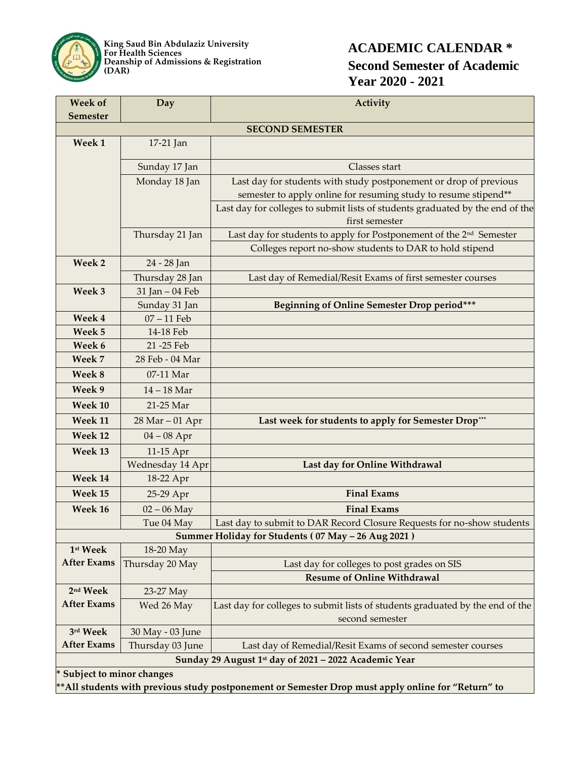King Saud Bin Abdulaziz University
For Health Sciences
Deanship of Admissions & Registration
(DAR)

# ACADEMIC CALENDAR *
## Second Semester of Academic Year 2020 - 2021

| Week of Semester | Day | Activity |
|---|---|---|
| **SECOND SEMESTER** | | |
| **Week 1** | 17-21 Jan | |
| | Sunday 17 Jan | Classes start |
| | Monday 18 Jan | Last day for students with study postponement or drop of previous semester to apply online for resuming study to resume stipend** |
| | | Last day for colleges to submit lists of students graduated by the end of the first semester |
| | Thursday 21 Jan | Last day for students to apply for Postponement of the 2nd Semester |
| | | Colleges report no-show students to DAR to hold stipend |
| **Week 2** | 24 - 28 Jan | |
| | Thursday 28 Jan | Last day of Remedial/Resit Exams of first semester courses |
| **Week 3** | 31 Jan – 04 Feb | |
| | Sunday 31 Jan | **Beginning of Online Semester Drop period*** ** |
| **Week 4** | 07 – 11 Feb | |
| **Week 5** | 14-18 Feb | |
| **Week 6** | 21 -25 Feb | |
| **Week 7** | 28 Feb - 04 Mar | |
| **Week 8** | 07-11 Mar | |
| **Week 9** | 14 – 18 Mar | |
| **Week 10** | 21-25 Mar | |
| **Week 11** | 28 Mar – 01 Apr | **Last week for students to apply for Semester Drop***** |
| **Week 12** | 04 – 08 Apr | |
| **Week 13** | 11-15 Apr | |
| | Wednesday 14 Apr | **Last day for Online Withdrawal** |
| **Week 14** | 18-22 Apr | |
| **Week 15** | 25-29 Apr | **Final Exams** |
| **Week 16** | 02 – 06 May | **Final Exams** |
| | Tue 04 May | Last day to submit to DAR Record Closure Requests for no-show students |
| **Summer Holiday for Students ( 07 May – 26 Aug 2021 )** | | |
| **1st Week After Exams** | 18-20 May | |
| | Thursday 20 May | Last day for colleges to post grades on SIS |
| | | **Resume of Online Withdrawal** |
| **2nd Week After Exams** | 23-27 May | |
| | Wed 26 May | Last day for colleges to submit lists of students graduated by the end of the second semester |
| **3rd Week After Exams** | 30 May - 03 June | |
| | Thursday 03 June | Last day of Remedial/Resit Exams of second semester courses |
| **Sunday 29 August 1st day of 2021 – 2022 Academic Year** | | |

**\* Subject to minor changes**

****All students with previous study postponement or Semester Drop must apply online for "Return" to**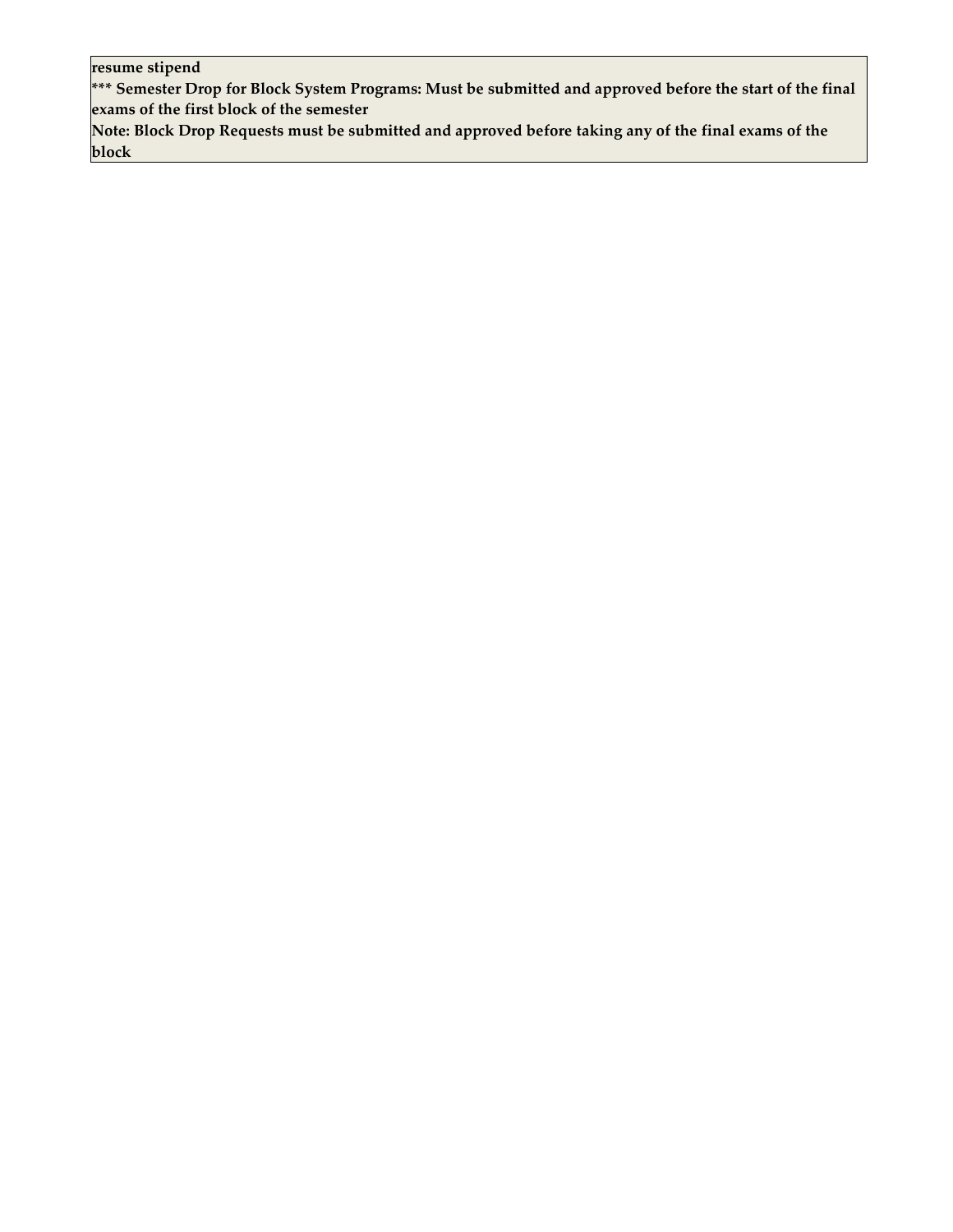**resume stipend**

**\*\*\* Semester Drop for Block System Programs: Must be submitted and approved before the start of the final exams of the first block of the semester**

**Note: Block Drop Requests must be submitted and approved before taking any of the final exams of the block**